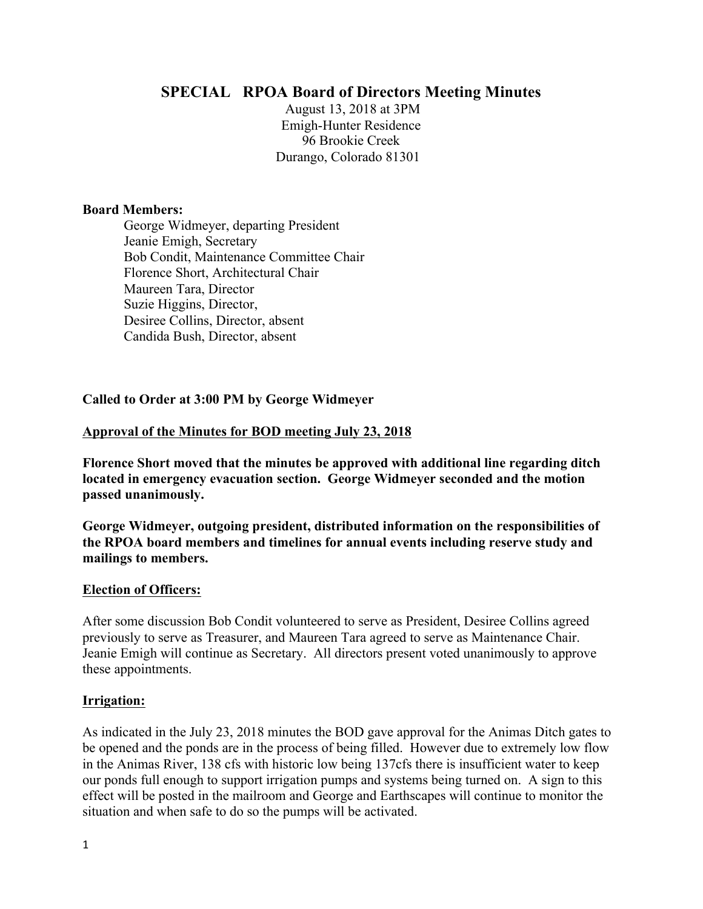# SPECIAL RPOA Board of Directors Meeting Minutes

August 13, 2018 at 3PM
Emigh-Hunter Residence
96 Brookie Creek
Durango, Colorado 81301

**Board Members:**

George Widmeyer, departing President
Jeanie Emigh, Secretary
Bob Condit, Maintenance Committee Chair
Florence Short, Architectural Chair
Maureen Tara, Director
Suzie Higgins, Director,
Desiree Collins, Director, absent
Candida Bush, Director, absent

**Called to Order at 3:00 PM by George Widmeyer**

**Approval of the Minutes for BOD meeting July 23, 2018**

**Florence Short moved that the minutes be approved with additional line regarding ditch located in emergency evacuation section. George Widmeyer seconded and the motion passed unanimously.**

**George Widmeyer, outgoing president, distributed information on the responsibilities of the RPOA board members and timelines for annual events including reserve study and mailings to members.**

**Election of Officers:**

After some discussion Bob Condit volunteered to serve as President, Desiree Collins agreed previously to serve as Treasurer, and Maureen Tara agreed to serve as Maintenance Chair. Jeanie Emigh will continue as Secretary. All directors present voted unanimously to approve these appointments.

**Irrigation:**

As indicated in the July 23, 2018 minutes the BOD gave approval for the Animas Ditch gates to be opened and the ponds are in the process of being filled. However due to extremely low flow in the Animas River, 138 cfs with historic low being 137cfs there is insufficient water to keep our ponds full enough to support irrigation pumps and systems being turned on. A sign to this effect will be posted in the mailroom and George and Earthscapes will continue to monitor the situation and when safe to do so the pumps will be activated.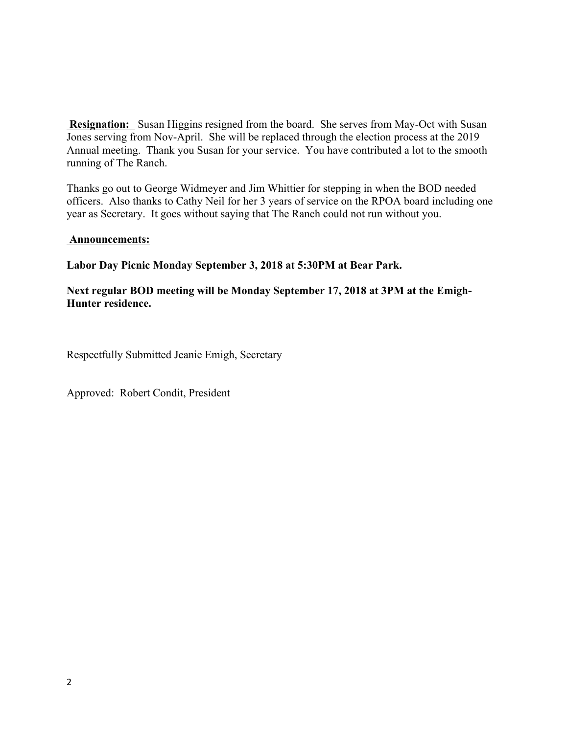**Resignation:** Susan Higgins resigned from the board. She serves from May-Oct with Susan Jones serving from Nov-April. She will be replaced through the election process at the 2019 Annual meeting. Thank you Susan for your service. You have contributed a lot to the smooth running of The Ranch.

Thanks go out to George Widmeyer and Jim Whittier for stepping in when the BOD needed officers. Also thanks to Cathy Neil for her 3 years of service on the RPOA board including one year as Secretary. It goes without saying that The Ranch could not run without you.

**Announcements:**

**Labor Day Picnic Monday September 3, 2018 at 5:30PM at Bear Park.**

**Next regular BOD meeting will be Monday September 17, 2018 at 3PM at the Emigh-Hunter residence.**

Respectfully Submitted Jeanie Emigh, Secretary

Approved: Robert Condit, President